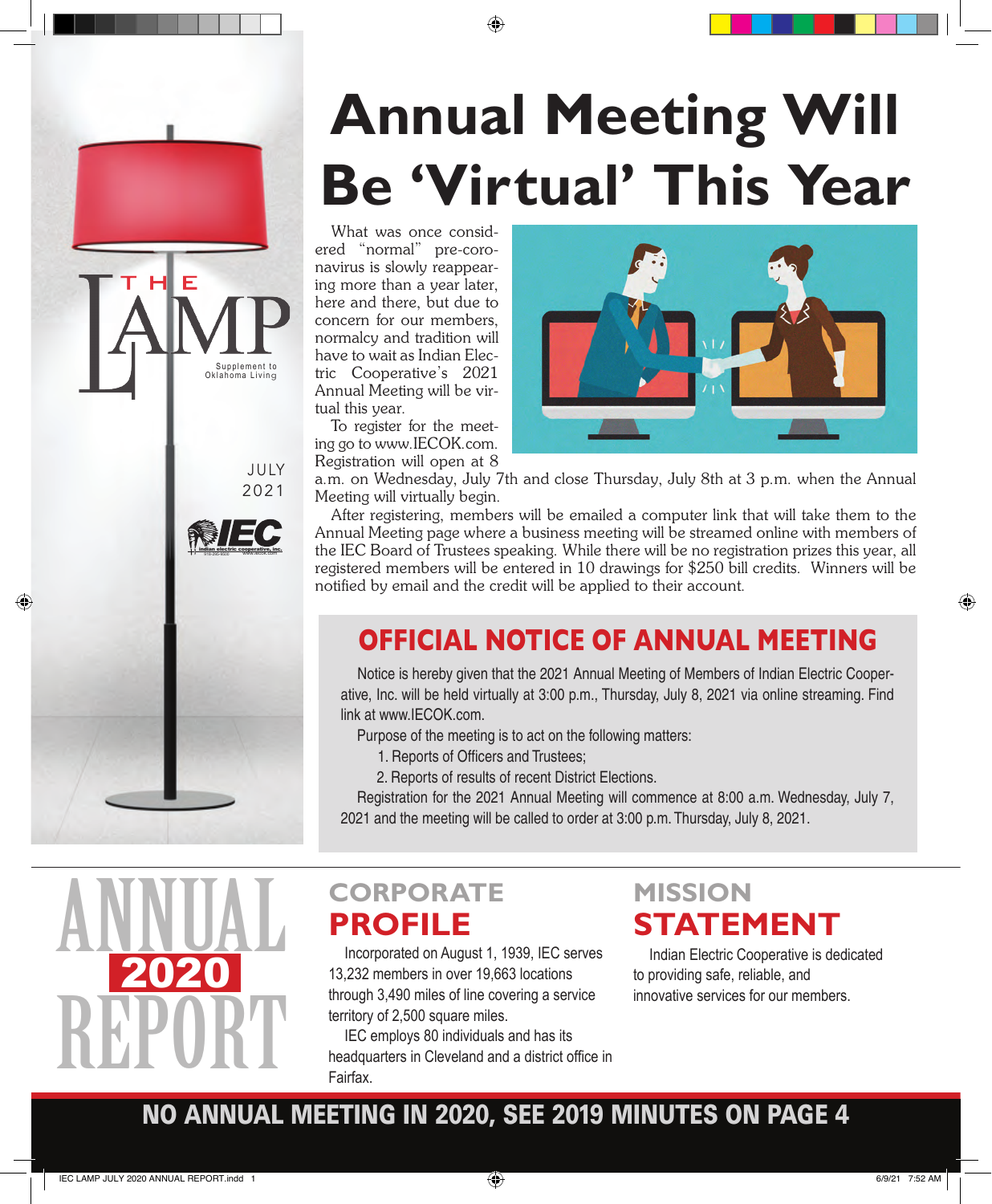THE LAMP

Supplement to Oklahoma Living

JULY 2021

# Annual Meeting Will Be 'Virtual' This Year

What was once considered "normal" pre-coronavirus is slowly reappearing more than a year later, here and there, but due to concern for our members, normalcy and tradition will have to wait as Indian Electric Cooperative's 2021 Annual Meeting will be virtual this year.

To register for the meeting go to www.IECOK.com. Registration will open at 8 a.m. on Wednesday, July 7th and close Thursday, July 8th at 3 p.m. when the Annual Meeting will virtually begin.

After registering, members will be emailed a computer link that will take them to the Annual Meeting page where a business meeting will be streamed online with members of the IEC Board of Trustees speaking. While there will be no registration prizes this year, all registered members will be entered in 10 drawings for $250 bill credits. Winners will be notified by email and the credit will be applied to their account.

## OFFICIAL NOTICE OF ANNUAL MEETING

Notice is hereby given that the 2021 Annual Meeting of Members of Indian Electric Cooperative, Inc. will be held virtually at 3:00 p.m., Thursday, July 8, 2021 via online streaming. Find link at www.IECOK.com.

Purpose of the meeting is to act on the following matters:

1. Reports of Officers and Trustees;
2. Reports of results of recent District Elections.

Registration for the 2021 Annual Meeting will commence at 8:00 a.m. Wednesday, July 7, 2021 and the meeting will be called to order at 3:00 p.m. Thursday, July 8, 2021.

# ANNUAL 2020 REPORT

## CORPORATE PROFILE

Incorporated on August 1, 1939, IEC serves 13,232 members in over 19,663 locations through 3,490 miles of line covering a service territory of 2,500 square miles.

IEC employs 80 individuals and has its headquarters in Cleveland and a district office in Fairfax.

## MISSION STATEMENT

Indian Electric Cooperative is dedicated to providing safe, reliable, and innovative services for our members.

**NO ANNUAL MEETING IN 2020, SEE 2019 MINUTES ON PAGE 4**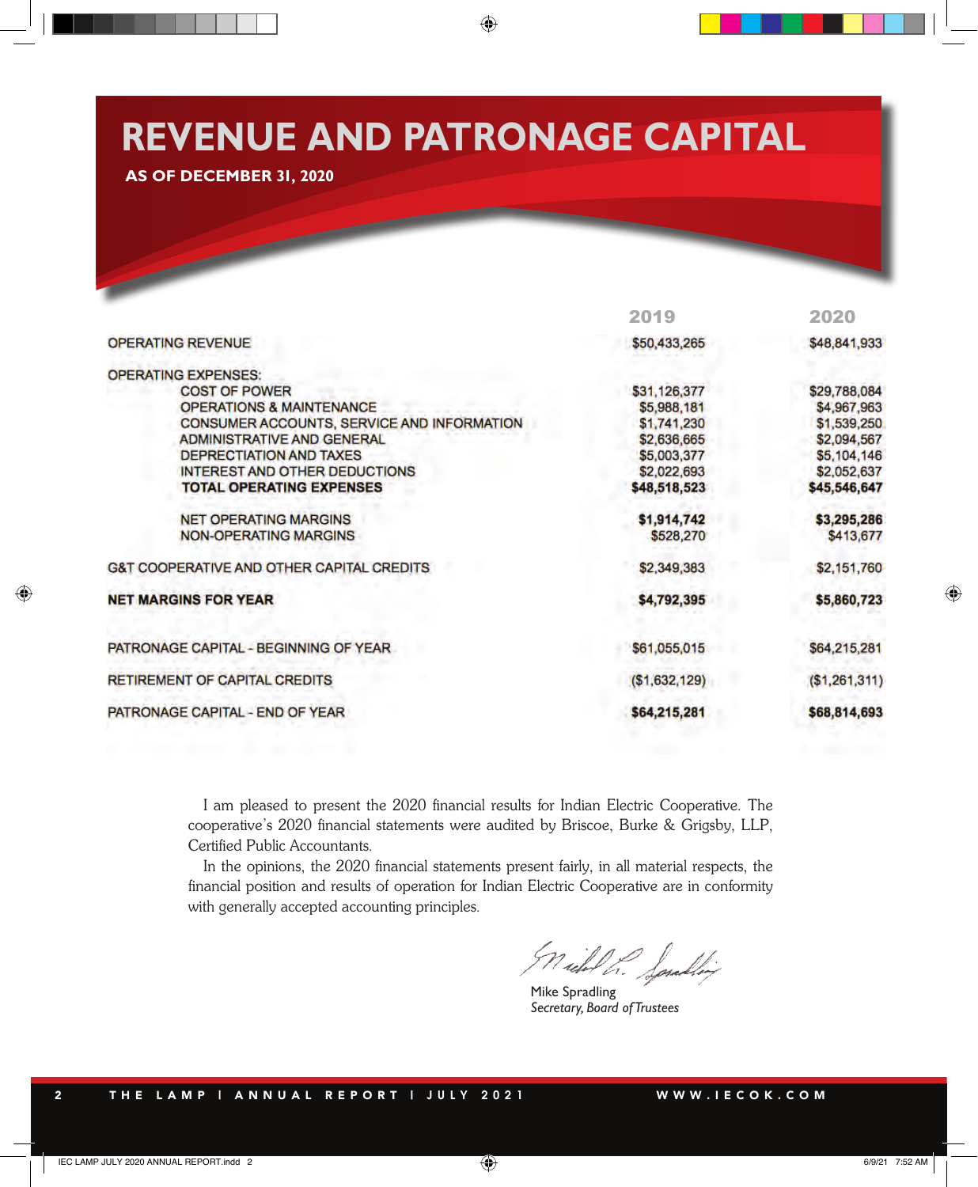# REVENUE AND PATRONAGE CAPITAL

**AS OF DECEMBER 31, 2020**

| | 2019 | 2020 |
|---|---|---|
| OPERATING REVENUE | $50,433,265 | $48,841,933 |
| OPERATING EXPENSES: | | |
| COST OF POWER | $31,126,377 | $29,788,084 |
| OPERATIONS & MAINTENANCE | $5,988,181 | $4,967,963 |
| CONSUMER ACCOUNTS, SERVICE AND INFORMATION | $1,741,230 | $1,539,250 |
| ADMINISTRATIVE AND GENERAL | $2,636,665 | $2,094,567 |
| DEPRECIATION AND TAXES | $5,003,377 | $5,104,146 |
| INTEREST AND OTHER DEDUCTIONS | $2,022,693 | $2,052,637 |
| **TOTAL OPERATING EXPENSES** | **$48,518,523** | **$45,546,647** |
| NET OPERATING MARGINS | **$1,914,742** | **$3,295,286** |
| NON-OPERATING MARGINS | $528,270 | $413,677 |
| G&T COOPERATIVE AND OTHER CAPITAL CREDITS | $2,349,383 | $2,151,760 |
| **NET MARGINS FOR YEAR** | **$4,792,395** | **$5,860,723** |
| PATRONAGE CAPITAL - BEGINNING OF YEAR | $61,055,015 | $64,215,281 |
| RETIREMENT OF CAPITAL CREDITS | ($1,632,129) | ($1,261,311) |
| PATRONAGE CAPITAL - END OF YEAR | **$64,215,281** | **$68,814,693** |

I am pleased to present the 2020 financial results for Indian Electric Cooperative. The cooperative's 2020 financial statements were audited by Briscoe, Burke & Grigsby, LLP, Certified Public Accountants.

In the opinions, the 2020 financial statements present fairly, in all material respects, the financial position and results of operation for Indian Electric Cooperative are in conformity with generally accepted accounting principles.

Mike Spradling
*Secretary, Board of Trustees*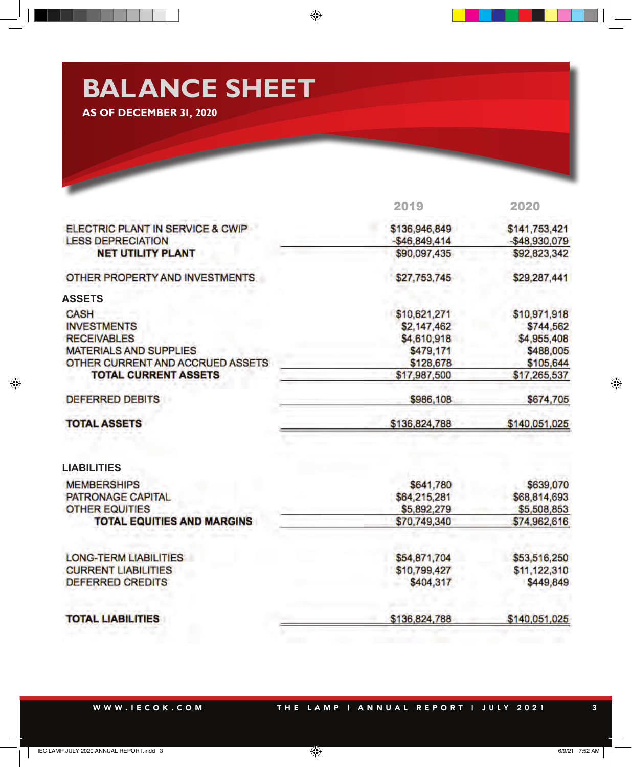# BALANCE SHEET

**AS OF DECEMBER 31, 2020**

| | 2019 | 2020 |
|---|---|---|
| ELECTRIC PLANT IN SERVICE & CWIP | $136,946,849 | $141,753,421 |
| LESS DEPRECIATION | -$46,849,414 | -$48,930,079 |
| **NET UTILITY PLANT** | $90,097,435 | $92,823,342 |
| OTHER PROPERTY AND INVESTMENTS | $27,753,745 | $29,287,441 |
| **ASSETS** | | |
| CASH | $10,621,271 | $10,971,918 |
| INVESTMENTS | $2,147,462 | $744,562 |
| RECEIVABLES | $4,610,918 | $4,955,408 |
| MATERIALS AND SUPPLIES | $479,171 | $488,005 |
| OTHER CURRENT AND ACCRUED ASSETS | $128,678 | $105,644 |
| **TOTAL CURRENT ASSETS** | $17,987,500 | $17,265,537 |
| DEFERRED DEBITS | $986,108 | $674,705 |
| **TOTAL ASSETS** | $136,824,788 | $140,051,025 |
| **LIABILITIES** | | |
| MEMBERSHIPS | $641,780 | $639,070 |
| PATRONAGE CAPITAL | $64,215,281 | $68,814,693 |
| OTHER EQUITIES | $5,892,279 | $5,508,853 |
| **TOTAL EQUITIES AND MARGINS** | $70,749,340 | $74,962,616 |
| LONG-TERM LIABILITIES | $54,871,704 | $53,516,250 |
| CURRENT LIABILITIES | $10,799,427 | $11,122,310 |
| DEFERRED CREDITS | $404,317 | $449,849 |
| **TOTAL LIABILITIES** | $136,824,788 | $140,051,025 |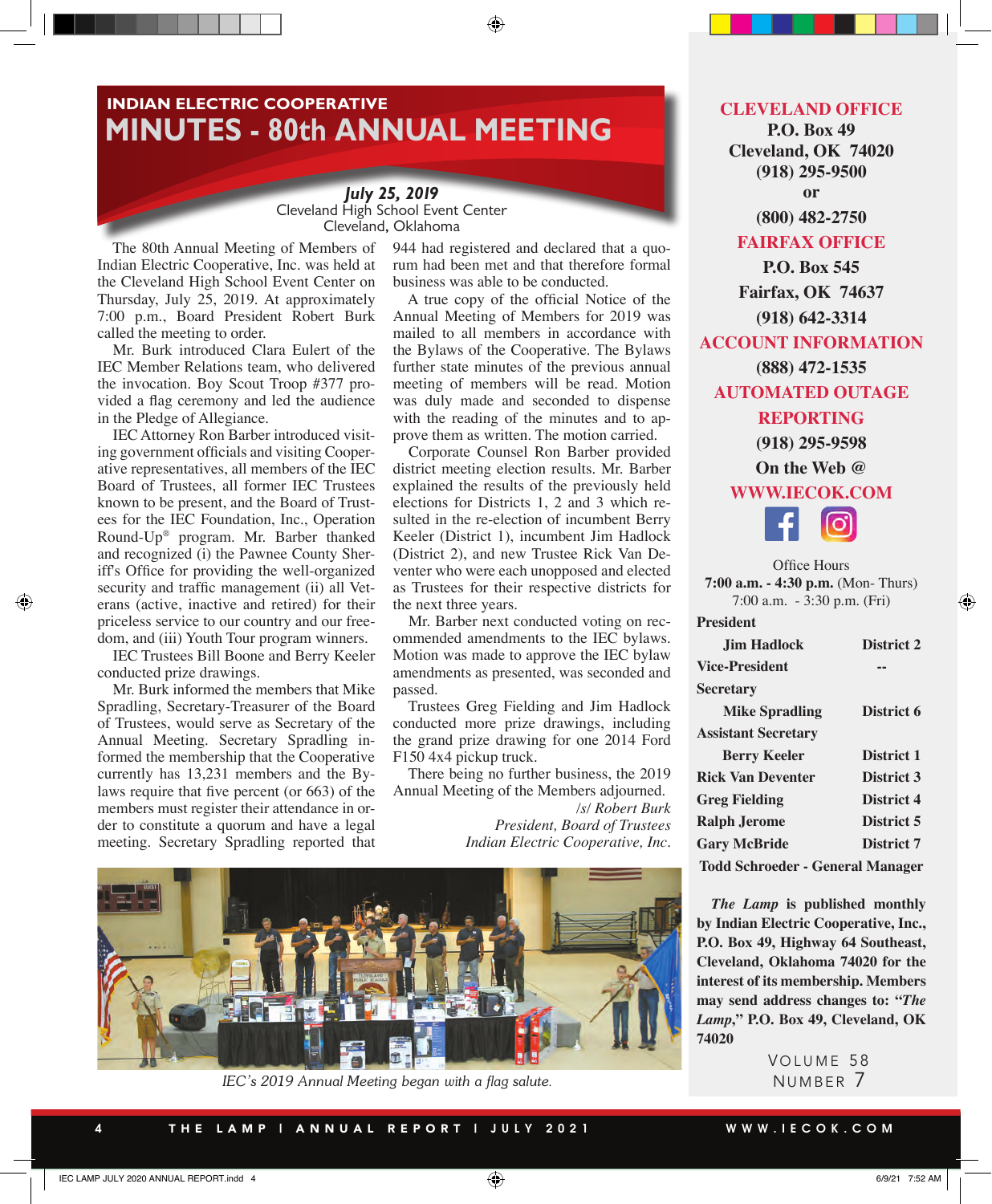INDIAN ELECTRIC COOPERATIVE

# MINUTES - 80th ANNUAL MEETING

*July 25, 2019*
Cleveland High School Event Center
Cleveland, Oklahoma

The 80th Annual Meeting of Members of Indian Electric Cooperative, Inc. was held at the Cleveland High School Event Center on Thursday, July 25, 2019. At approximately 7:00 p.m., Board President Robert Burk called the meeting to order.

Mr. Burk introduced Clara Eulert of the IEC Member Relations team, who delivered the invocation. Boy Scout Troop #377 provided a flag ceremony and led the audience in the Pledge of Allegiance.

IEC Attorney Ron Barber introduced visiting government officials and visiting Cooperative representatives, all members of the IEC Board of Trustees, all former IEC Trustees known to be present, and the Board of Trustees for the IEC Foundation, Inc., Operation Round-Up® program. Mr. Barber thanked and recognized (i) the Pawnee County Sheriff's Office for providing the well-organized security and traffic management (ii) all Veterans (active, inactive and retired) for their priceless service to our country and our freedom, and (iii) Youth Tour program winners.

IEC Trustees Bill Boone and Berry Keeler conducted prize drawings.

Mr. Burk informed the members that Mike Spradling, Secretary-Treasurer of the Board of Trustees, would serve as Secretary of the Annual Meeting. Secretary Spradling informed the membership that the Cooperative currently has 13,231 members and the Bylaws require that five percent (or 663) of the members must register their attendance in order to constitute a quorum and have a legal meeting. Secretary Spradling reported that 944 had registered and declared that a quorum had been met and that therefore formal business was able to be conducted.

A true copy of the official Notice of the Annual Meeting of Members for 2019 was mailed to all members in accordance with the Bylaws of the Cooperative. The Bylaws further state minutes of the previous annual meeting of members will be read. Motion was duly made and seconded to dispense with the reading of the minutes and to approve them as written. The motion carried.

Corporate Counsel Ron Barber provided district meeting election results. Mr. Barber explained the results of the previously held elections for Districts 1, 2 and 3 which resulted in the re-election of incumbent Berry Keeler (District 1), incumbent Jim Hadlock (District 2), and new Trustee Rick Van Deventer who were each unopposed and elected as Trustees for their respective districts for the next three years.

Mr. Barber next conducted voting on recommended amendments to the IEC bylaws. Motion was made to approve the IEC bylaw amendments as presented, was seconded and passed.

Trustees Greg Fielding and Jim Hadlock conducted more prize drawings, including the grand prize drawing for one 2014 Ford F150 4x4 pickup truck.

There being no further business, the 2019 Annual Meeting of the Members adjourned.

*/s/ Robert Burk*
*President, Board of Trustees*
*Indian Electric Cooperative, Inc.*

*IEC's 2019 Annual Meeting began with a flag salute.*

**CLEVELAND OFFICE**
**P.O. Box 49**
**Cleveland, OK 74020**
**(918) 295-9500**
**or**
**(800) 482-2750**

**FAIRFAX OFFICE**
**P.O. Box 545**
**Fairfax, OK 74637**
**(918) 642-3314**

**ACCOUNT INFORMATION**
**(888) 472-1535**

**AUTOMATED OUTAGE REPORTING**
**(918) 295-9598**

**On the Web @**
**WWW.IECOK.COM**

Office Hours
**7:00 a.m. - 4:30 p.m.** (Mon- Thurs)
7:00 a.m. - 3:30 p.m. (Fri)

| | |
|---|---|
| **President** | |
| **Jim Hadlock** | **District 2** |
| **Vice-President** | -- |
| **Secretary** | |
| **Mike Spradling** | **District 6** |
| **Assistant Secretary** | |
| **Berry Keeler** | **District 1** |
| **Rick Van Deventer** | **District 3** |
| **Greg Fielding** | **District 4** |
| **Ralph Jerome** | **District 5** |
| **Gary McBride** | **District 7** |
| **Todd Schroeder - General Manager** | |

***The Lamp*** **is published monthly by Indian Electric Cooperative, Inc., P.O. Box 49, Highway 64 Southeast, Cleveland, Oklahoma 74020 for the interest of its membership. Members may send address changes to: "*The Lamp*," P.O. Box 49, Cleveland, OK 74020**

VOLUME 58
NUMBER 7